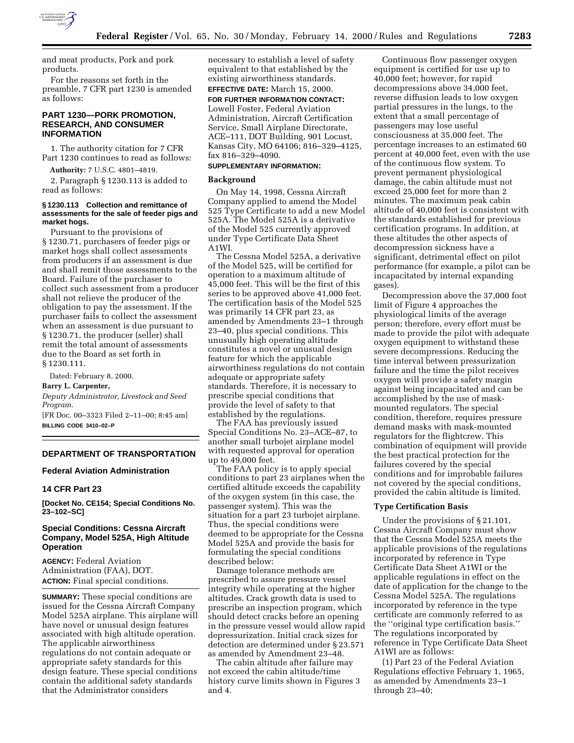and meat products, Pork and pork products.

For the reasons set forth in the preamble, 7 CFR part 1230 is amended as follows:

## PART 1230—PORK PROMOTION, RESEARCH, AND CONSUMER INFORMATION

1. The authority citation for 7 CFR Part 1230 continues to read as follows:

**Authority:** 7 U.S.C. 4801–4819.

2. Paragraph § 1230.113 is added to read as follows:

### § 1230.113 Collection and remittance of assessments for the sale of feeder pigs and market hogs.

Pursuant to the provisions of § 1230.71, purchasers of feeder pigs or market hogs shall collect assessments from producers if an assessment is due and shall remit those assessments to the Board. Failure of the purchaser to collect such assessment from a producer shall not relieve the producer of the obligation to pay the assessment. If the purchaser fails to collect the assessment when an assessment is due pursuant to § 1230.71, the producer (seller) shall remit the total amount of assessments due to the Board as set forth in § 1230.111.

Dated: February 8, 2000.

**Barry L. Carpenter,**

*Deputy Administrator, Livestock and Seed Program.*

[FR Doc. 00–3323 Filed 2–11–00; 8:45 am]

**BILLING CODE 3410–02–P**

---

## DEPARTMENT OF TRANSPORTATION

## Federal Aviation Administration

## 14 CFR Part 23

**[Docket No. CE154; Special Conditions No. 23–102–SC]**

## Special Conditions: Cessna Aircraft Company, Model 525A, High Altitude Operation

**AGENCY:** Federal Aviation Administration (FAA), DOT.

**ACTION:** Final special conditions.

**SUMMARY:** These special conditions are issued for the Cessna Aircraft Company Model 525A airplane. This airplane will have novel or unusual design features associated with high altitude operation. The applicable airworthiness regulations do not contain adequate or appropriate safety standards for this design feature. These special conditions contain the additional safety standards that the Administrator considers necessary to establish a level of safety equivalent to that established by the existing airworthiness standards.

**EFFECTIVE DATE:** March 15, 2000.

**FOR FURTHER INFORMATION CONTACT:** Lowell Foster, Federal Aviation Administration, Aircraft Certification Service, Small Airplane Directorate, ACE–111, DOT Building, 901 Locust, Kansas City, MO 64106; 816–329–4125, fax 816–329–4090.

**SUPPLEMENTARY INFORMATION:**

### Background

On May 14, 1998, Cessna Aircraft Company applied to amend the Model 525 Type Certificate to add a new Model 525A. The Model 525A is a derivative of the Model 525 currently approved under Type Certificate Data Sheet A1WI.

The Cessna Model 525A, a derivative of the Model 525, will be certified for operation to a maximum altitude of 45,000 feet. This will be the first of this series to be approved above 41,000 feet. The certification basis of the Model 525 was primarily 14 CFR part 23, as amended by Amendments 23–1 through 23–40, plus special conditions. This unusually high operating altitude constitutes a novel or unusual design feature for which the applicable airworthiness regulations do not contain adequate or appropriate safety standards. Therefore, it is necessary to prescribe special conditions that provide the level of safety to that established by the regulations.

The FAA has previously issued Special Conditions No. 23–ACE–87, to another small turbojet airplane model with requested approval for operation up to 49,000 feet.

The FAA policy is to apply special conditions to part 23 airplanes when the certified altitude exceeds the capability of the oxygen system (in this case, the passenger system). This was the situation for a part 23 turbojet airplane. Thus, the special conditions were deemed to be appropriate for the Cessna Model 525A and provide the basis for formulating the special conditions described below:

Damage tolerance methods are prescribed to assure pressure vessel integrity while operating at the higher altitudes. Crack growth data is used to prescribe an inspection program, which should detect cracks before an opening in the pressure vessel would allow rapid depressurization. Initial crack sizes for detection are determined under § 23.571 as amended by Amendment 23–48.

The cabin altitude after failure may not exceed the cabin altitude/time history curve limits shown in Figures 3 and 4.

Continuous flow passenger oxygen equipment is certified for use up to 40,000 feet; however, for rapid decompressions above 34,000 feet, reverse diffusion leads to low oxygen partial pressures in the lungs, to the extent that a small percentage of passengers may lose useful consciousness at 35,000 feet. The percentage increases to an estimated 60 percent at 40,000 feet, even with the use of the continuous flow system. To prevent permanent physiological damage, the cabin altitude must not exceed 25,000 feet for more than 2 minutes. The maximum peak cabin altitude of 40,000 feet is consistent with the standards established for previous certification programs. In addition, at these altitudes the other aspects of decompression sickness have a significant, detrimental effect on pilot performance (for example, a pilot can be incapacitated by internal expanding gases).

Decompression above the 37,000 foot limit of Figure 4 approaches the physiological limits of the average person; therefore, every effort must be made to provide the pilot with adequate oxygen equipment to withstand these severe decompressions. Reducing the time interval between pressurization failure and the time the pilot receives oxygen will provide a safety margin against being incapacitated and can be accomplished by the use of mask-mounted regulators. The special condition, therefore, requires pressure demand masks with mask-mounted regulators for the flightcrew. This combination of equipment will provide the best practical protection for the failures covered by the special conditions and for improbable failures not covered by the special conditions, provided the cabin altitude is limited.

### Type Certification Basis

Under the provisions of § 21.101, Cessna Aircraft Company must show that the Cessna Model 525A meets the applicable provisions of the regulations incorporated by reference in Type Certificate Data Sheet A1WI or the applicable regulations in effect on the date of application for the change to the Cessna Model 525A. The regulations incorporated by reference in the type certificate are commonly referred to as the "original type certification basis." The regulations incorporated by reference in Type Certificate Data Sheet A1WI are as follows:

(1) Part 23 of the Federal Aviation Regulations effective February 1, 1965, as amended by Amendments 23–1 through 23–40;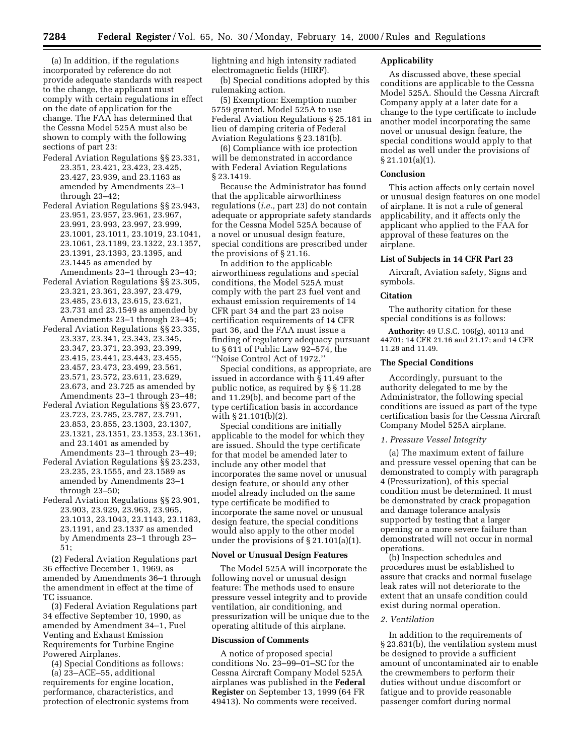(a) In addition, if the regulations incorporated by reference do not provide adequate standards with respect to the change, the applicant must comply with certain regulations in effect on the date of application for the change. The FAA has determined that the Cessna Model 525A must also be shown to comply with the following sections of part 23:

Federal Aviation Regulations §§ 23.331, 23.351, 23.421, 23.423, 23.425, 23.427, 23.939, and 23.1163 as amended by Amendments 23–1 through 23–42;

Federal Aviation Regulations §§ 23.943, 23.951, 23.957, 23.961, 23.967, 23.991, 23.993, 23.997, 23.999, 23.1001, 23.1011, 23.1019, 23.1041, 23.1061, 23.1189, 23.1322, 23.1357, 23.1391, 23.1393, 23.1395, and 23.1445 as amended by Amendments 23–1 through 23–43;

Federal Aviation Regulations §§ 23.305, 23.321, 23.361, 23.397, 23.479, 23.485, 23.613, 23.615, 23.621, 23.731 and 23.1549 as amended by Amendments 23–1 through 23–45;

Federal Aviation Regulations §§ 23.335, 23.337, 23.341, 23.343, 23.345, 23.347, 23.371, 23.393, 23.399, 23.415, 23.441, 23.443, 23.455, 23.457, 23.473, 23.499, 23.561, 23.571, 23.572, 23.611, 23.629, 23.673, and 23.725 as amended by Amendments 23–1 through 23–48;

Federal Aviation Regulations §§ 23.677, 23.723, 23.785, 23.787, 23.791, 23.853, 23.855, 23.1303, 23.1307, 23.1321, 23.1351, 23.1353, 23.1361, and 23.1401 as amended by Amendments 23–1 through 23–49;

Federal Aviation Regulations §§ 23.233, 23.235, 23.1555, and 23.1589 as amended by Amendments 23–1 through 23–50;

Federal Aviation Regulations §§ 23.901, 23.903, 23.929, 23.963, 23.965, 23.1013, 23.1043, 23.1143, 23.1183, 23.1191, and 23.1337 as amended by Amendments 23–1 through 23–51;

(2) Federal Aviation Regulations part 36 effective December 1, 1969, as amended by Amendments 36–1 through the amendment in effect at the time of TC issuance.

(3) Federal Aviation Regulations part 34 effective September 10, 1990, as amended by Amendment 34–1, Fuel Venting and Exhaust Emission Requirements for Turbine Engine Powered Airplanes.

(4) Special Conditions as follows:

(a) 23–ACE–55, additional requirements for engine location, performance, characteristics, and protection of electronic systems from lightning and high intensity radiated electromagnetic fields (HIRF).

(b) Special conditions adopted by this rulemaking action.

(5) Exemption: Exemption number 5759 granted. Model 525A to use Federal Aviation Regulations § 25.181 in lieu of damping criteria of Federal Aviation Regulations § 23.181(b).

(6) Compliance with ice protection will be demonstrated in accordance with Federal Aviation Regulations § 23.1419.

Because the Administrator has found that the applicable airworthiness regulations (*i.e.,* part 23) do not contain adequate or appropriate safety standards for the Cessna Model 525A because of a novel or unusual design feature, special conditions are prescribed under the provisions of § 21.16.

In addition to the applicable airworthiness regulations and special conditions, the Model 525A must comply with the part 23 fuel vent and exhaust emission requirements of 14 CFR part 34 and the part 23 noise certification requirements of 14 CFR part 36, and the FAA must issue a finding of regulatory adequacy pursuant to § 611 of Public Law 92–574, the "Noise Control Act of 1972."

Special conditions, as appropriate, are issued in accordance with § 11.49 after public notice, as required by §§ 11.28 and 11.29(b), and become part of the type certification basis in accordance with § 21.101(b)(2).

Special conditions are initially applicable to the model for which they are issued. Should the type certificate for that model be amended later to include any other model that incorporates the same novel or unusual design feature, or should any other model already included on the same type certificate be modified to incorporate the same novel or unusual design feature, the special conditions would also apply to the other model under the provisions of § 21.101(a)(1).

## Novel or Unusual Design Features

The Model 525A will incorporate the following novel or unusual design feature: The methods used to ensure pressure vessel integrity and to provide ventilation, air conditioning, and pressurization will be unique due to the operating altitude of this airplane.

## Discussion of Comments

A notice of proposed special conditions No. 23–99–01–SC for the Cessna Aircraft Company Model 525A airplanes was published in the **Federal Register** on September 13, 1999 (64 FR 49413). No comments were received.

## Applicability

As discussed above, these special conditions are applicable to the Cessna Model 525A. Should the Cessna Aircraft Company apply at a later date for a change to the type certificate to include another model incorporating the same novel or unusual design feature, the special conditions would apply to that model as well under the provisions of § 21.101(a)(1).

## Conclusion

This action affects only certain novel or unusual design features on one model of airplane. It is not a rule of general applicability, and it affects only the applicant who applied to the FAA for approval of these features on the airplane.

## List of Subjects in 14 CFR Part 23

Aircraft, Aviation safety, Signs and symbols.

## Citation

The authority citation for these special conditions is as follows:

**Authority:** 49 U.S.C. 106(g), 40113 and 44701; 14 CFR 21.16 and 21.17; and 14 CFR 11.28 and 11.49.

## The Special Conditions

Accordingly, pursuant to the authority delegated to me by the Administrator, the following special conditions are issued as part of the type certification basis for the Cessna Aircraft Company Model 525A airplane.

*1. Pressure Vessel Integrity*

(a) The maximum extent of failure and pressure vessel opening that can be demonstrated to comply with paragraph 4 (Pressurization), of this special condition must be determined. It must be demonstrated by crack propagation and damage tolerance analysis supported by testing that a larger opening or a more severe failure than demonstrated will not occur in normal operations.

(b) Inspection schedules and procedures must be established to assure that cracks and normal fuselage leak rates will not deteriorate to the extent that an unsafe condition could exist during normal operation.

*2. Ventilation*

In addition to the requirements of § 23.831(b), the ventilation system must be designed to provide a sufficient amount of uncontaminated air to enable the crewmembers to perform their duties without undue discomfort or fatigue and to provide reasonable passenger comfort during normal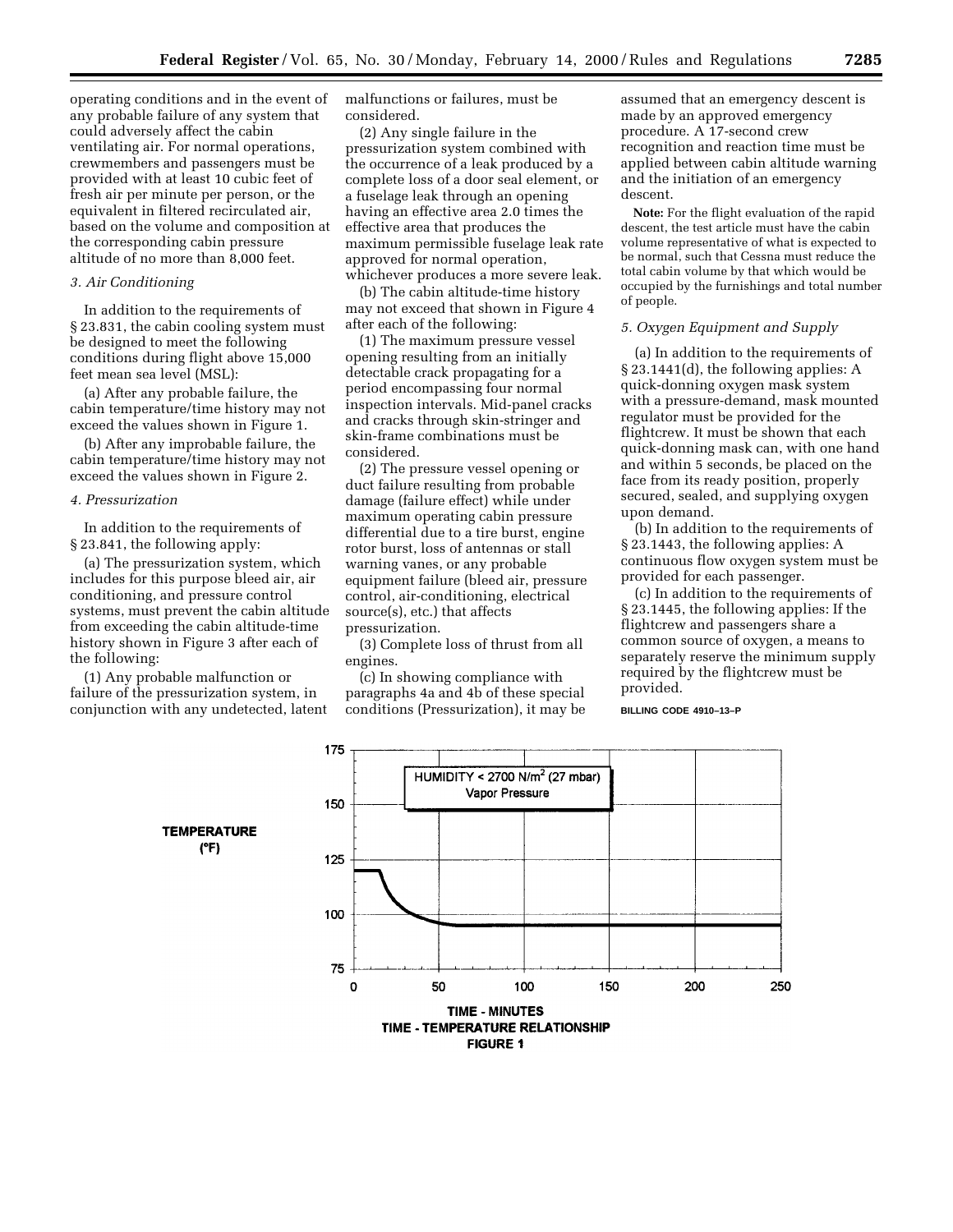operating conditions and in the event of any probable failure of any system that could adversely affect the cabin ventilating air. For normal operations, crewmembers and passengers must be provided with at least 10 cubic feet of fresh air per minute per person, or the equivalent in filtered recirculated air, based on the volume and composition at the corresponding cabin pressure altitude of no more than 8,000 feet.

*3. Air Conditioning*

In addition to the requirements of § 23.831, the cabin cooling system must be designed to meet the following conditions during flight above 15,000 feet mean sea level (MSL):

(a) After any probable failure, the cabin temperature/time history may not exceed the values shown in Figure 1.

(b) After any improbable failure, the cabin temperature/time history may not exceed the values shown in Figure 2.

*4. Pressurization*

In addition to the requirements of § 23.841, the following apply:

(a) The pressurization system, which includes for this purpose bleed air, air conditioning, and pressure control systems, must prevent the cabin altitude from exceeding the cabin altitude-time history shown in Figure 3 after each of the following:

(1) Any probable malfunction or failure of the pressurization system, in conjunction with any undetected, latent malfunctions or failures, must be considered.

(2) Any single failure in the pressurization system combined with the occurrence of a leak produced by a complete loss of a door seal element, or a fuselage leak through an opening having an effective area 2.0 times the effective area that produces the maximum permissible fuselage leak rate approved for normal operation, whichever produces a more severe leak.

(b) The cabin altitude-time history may not exceed that shown in Figure 4 after each of the following:

(1) The maximum pressure vessel opening resulting from an initially detectable crack propagating for a period encompassing four normal inspection intervals. Mid-panel cracks and cracks through skin-stringer and skin-frame combinations must be considered.

(2) The pressure vessel opening or duct failure resulting from probable damage (failure effect) while under maximum operating cabin pressure differential due to a tire burst, engine rotor burst, loss of antennas or stall warning vanes, or any probable equipment failure (bleed air, pressure control, air-conditioning, electrical source(s), etc.) that affects pressurization.

(3) Complete loss of thrust from all engines.

(c) In showing compliance with paragraphs 4a and 4b of these special conditions (Pressurization), it may be assumed that an emergency descent is made by an approved emergency procedure. A 17-second crew recognition and reaction time must be applied between cabin altitude warning and the initiation of an emergency descent.

**Note:** For the flight evaluation of the rapid descent, the test article must have the cabin volume representative of what is expected to be normal, such that Cessna must reduce the total cabin volume by that which would be occupied by the furnishings and total number of people.

*5. Oxygen Equipment and Supply*

(a) In addition to the requirements of § 23.1441(d), the following applies: A quick-donning oxygen mask system with a pressure-demand, mask mounted regulator must be provided for the flightcrew. It must be shown that each quick-donning mask can, with one hand and within 5 seconds, be placed on the face from its ready position, properly secured, sealed, and supplying oxygen upon demand.

(b) In addition to the requirements of § 23.1443, the following applies: A continuous flow oxygen system must be provided for each passenger.

(c) In addition to the requirements of § 23.1445, the following applies: If the flightcrew and passengers share a common source of oxygen, a means to separately reserve the minimum supply required by the flightcrew must be provided.

BILLING CODE 4910–13–P

TEMPERATURE (°F)

HUMIDITY < 2700 N/m² (27 mbar) Vapor Pressure

TIME - MINUTES

TIME - TEMPERATURE RELATIONSHIP

FIGURE 1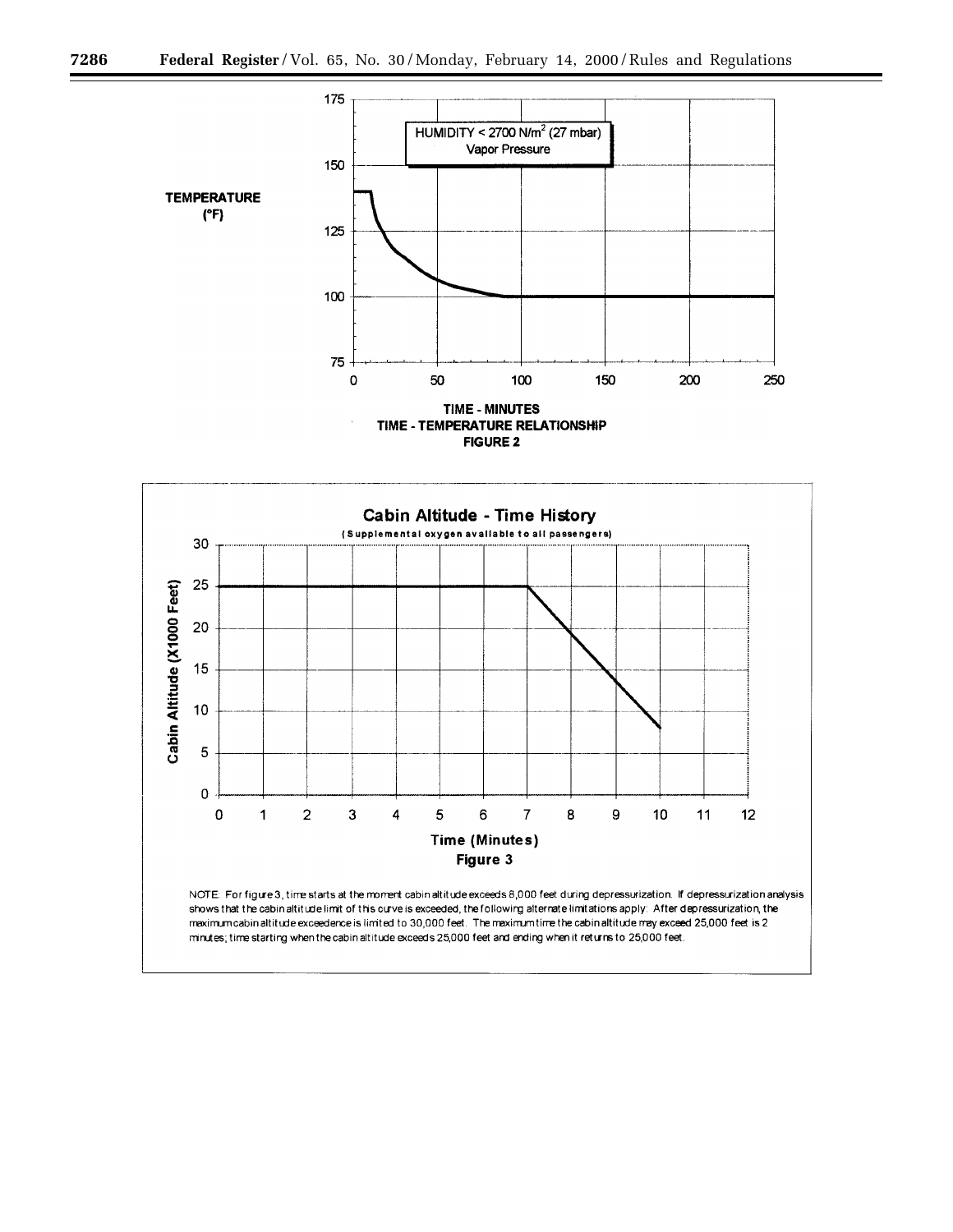TIME - MINUTES

TIME - TEMPERATURE RELATIONSHIP

FIGURE 2

Figure 3

NOTE: For figure 3, time starts at the moment cabin altitude exceeds 8,000 feet during depressurization. If depressurization analysis shows that the cabin altitude limit of this curve is exceeded, the following alternate limitations apply: After depressurization, the maximum cabin altitude exceedence is limited to 30,000 feet. The maximum time the cabin altitude may exceed 25,000 feet is 2 minutes; time starting when the cabin altitude exceeds 25,000 feet and ending when it returns to 25,000 feet.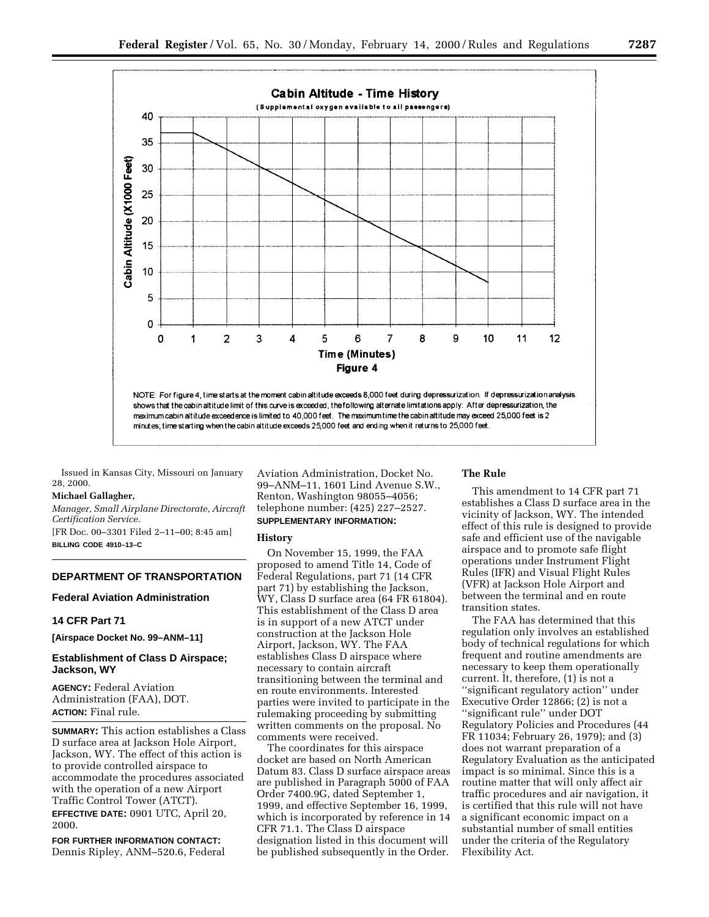Cabin Altitude - Time History

(Supplemental oxygen available to all passengers)

Cabin Altitude (X1000 Feet)

40
35
30
25
20
15
10
5
0

0 1 2 3 4 5 6 7 8 9 10 11 12

Time (Minutes)

Figure 4

NOTE: For figure 4, time starts at the moment cabin altitude exceeds 8,000 feet during depressurization. If depressurization analysis shows that the cabin altitude limit of this curve is exceeded, the following alternate limitations apply: After depressurization, the maximum cabin altitude exceedence is limited to 40,000 feet. The maximum time the cabin altitude may exceed 25,000 feet is 2 minutes; time starting when the cabin altitude exceeds 25,000 feet and ending when it returns to 25,000 feet.

Issued in Kansas City, Missouri on January 28, 2000.

**Michael Gallagher,**

*Manager, Small Airplane Directorate, Aircraft Certification Service.*

[FR Doc. 00–3301 Filed 2–11–00; 8:45 am]

**BILLING CODE 4910–13–C**

---

## DEPARTMENT OF TRANSPORTATION

### Federal Aviation Administration

### 14 CFR Part 71

**[Airspace Docket No. 99–ANM–11]**

### Establishment of Class D Airspace; Jackson, WY

**AGENCY:** Federal Aviation Administration (FAA), DOT.

**ACTION:** Final rule.

**SUMMARY:** This action establishes a Class D surface area at Jackson Hole Airport, Jackson, WY. The effect of this action is to provide controlled airspace to accommodate the procedures associated with the operation of a new Airport Traffic Control Tower (ATCT).

**EFFECTIVE DATE:** 0901 UTC, April 20, 2000.

**FOR FURTHER INFORMATION CONTACT:** Dennis Ripley, ANM–520.6, Federal Aviation Administration, Docket No. 99–ANM–11, 1601 Lind Avenue S.W., Renton, Washington 98055–4056; telephone number: (425) 227–2527.

**SUPPLEMENTARY INFORMATION:**

**History**

On November 15, 1999, the FAA proposed to amend Title 14, Code of Federal Regulations, part 71 (14 CFR part 71) by establishing the Jackson, WY, Class D surface area (64 FR 61804). This establishment of the Class D area is in support of a new ATCT under construction at the Jackson Hole Airport, Jackson, WY. The FAA establishes Class D airspace where necessary to contain aircraft transitioning between the terminal and en route environments. Interested parties were invited to participate in the rulemaking proceeding by submitting written comments on the proposal. No comments were received.

The coordinates for this airspace docket are based on North American Datum 83. Class D surface airspace areas are published in Paragraph 5000 of FAA Order 7400.9G, dated September 1, 1999, and effective September 16, 1999, which is incorporated by reference in 14 CFR 71.1. The Class D airspace designation listed in this document will be published subsequently in the Order.

**The Rule**

This amendment to 14 CFR part 71 establishes a Class D surface area in the vicinity of Jackson, WY. The intended effect of this rule is designed to provide safe and efficient use of the navigable airspace and to promote safe flight operations under Instrument Flight Rules (IFR) and Visual Flight Rules (VFR) at Jackson Hole Airport and between the terminal and en route transition states.

The FAA has determined that this regulation only involves an established body of technical regulations for which frequent and routine amendments are necessary to keep them operationally current. It, therefore, (1) is not a "significant regulatory action" under Executive Order 12866; (2) is not a "significant rule" under DOT Regulatory Policies and Procedures (44 FR 11034; February 26, 1979); and (3) does not warrant preparation of a Regulatory Evaluation as the anticipated impact is so minimal. Since this is a routine matter that will only affect air traffic procedures and air navigation, it is certified that this rule will not have a significant economic impact on a substantial number of small entities under the criteria of the Regulatory Flexibility Act.